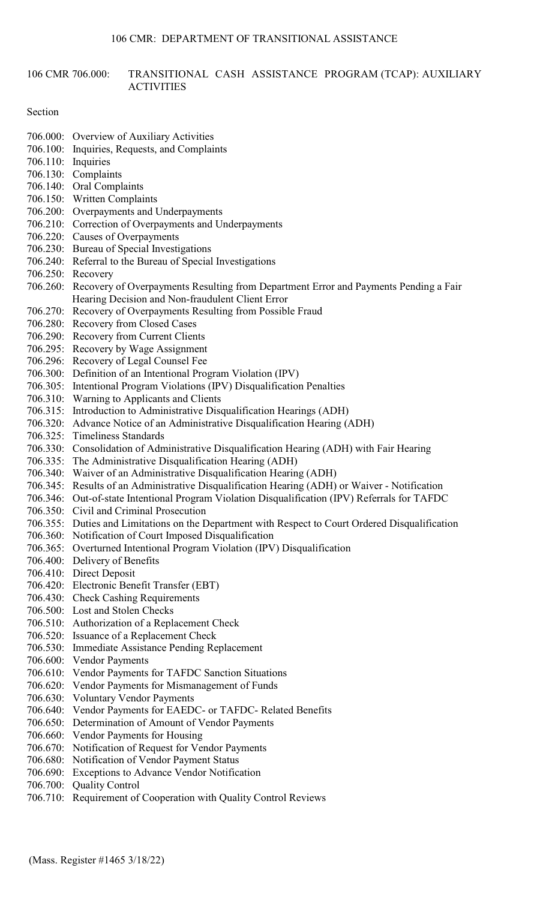106 CMR 706.000: TRANSITIONAL CASH ASSISTANCE PROGRAM (TCAP): AUXILIARY ACTIVITIES

Section

706.000: Overview of Auxiliary Activities
706.100: Inquiries, Requests, and Complaints
706.110: Inquiries
706.130: Complaints
706.140: Oral Complaints
706.150: Written Complaints
706.200: Overpayments and Underpayments
706.210: Correction of Overpayments and Underpayments
706.220: Causes of Overpayments
706.230: Bureau of Special Investigations
706.240: Referral to the Bureau of Special Investigations
706.250: Recovery
706.260: Recovery of Overpayments Resulting from Department Error and Payments Pending a Fair Hearing Decision and Non-fraudulent Client Error
706.270: Recovery of Overpayments Resulting from Possible Fraud
706.280: Recovery from Closed Cases
706.290: Recovery from Current Clients
706.295: Recovery by Wage Assignment
706.296: Recovery of Legal Counsel Fee
706.300: Definition of an Intentional Program Violation (IPV)
706.305: Intentional Program Violations (IPV) Disqualification Penalties
706.310: Warning to Applicants and Clients
706.315: Introduction to Administrative Disqualification Hearings (ADH)
706.320: Advance Notice of an Administrative Disqualification Hearing (ADH)
706.325: Timeliness Standards
706.330: Consolidation of Administrative Disqualification Hearing (ADH) with Fair Hearing
706.335: The Administrative Disqualification Hearing (ADH)
706.340: Waiver of an Administrative Disqualification Hearing (ADH)
706.345: Results of an Administrative Disqualification Hearing (ADH) or Waiver - Notification
706.346: Out-of-state Intentional Program Violation Disqualification (IPV) Referrals for TAFDC
706.350: Civil and Criminal Prosecution
706.355: Duties and Limitations on the Department with Respect to Court Ordered Disqualification
706.360: Notification of Court Imposed Disqualification
706.365: Overturned Intentional Program Violation (IPV) Disqualification
706.400: Delivery of Benefits
706.410: Direct Deposit
706.420: Electronic Benefit Transfer (EBT)
706.430: Check Cashing Requirements
706.500: Lost and Stolen Checks
706.510: Authorization of a Replacement Check
706.520: Issuance of a Replacement Check
706.530: Immediate Assistance Pending Replacement
706.600: Vendor Payments
706.610: Vendor Payments for TAFDC Sanction Situations
706.620: Vendor Payments for Mismanagement of Funds
706.630: Voluntary Vendor Payments
706.640: Vendor Payments for EAEDC- or TAFDC- Related Benefits
706.650: Determination of Amount of Vendor Payments
706.660: Vendor Payments for Housing
706.670: Notification of Request for Vendor Payments
706.680: Notification of Vendor Payment Status
706.690: Exceptions to Advance Vendor Notification
706.700: Quality Control
706.710: Requirement of Cooperation with Quality Control Reviews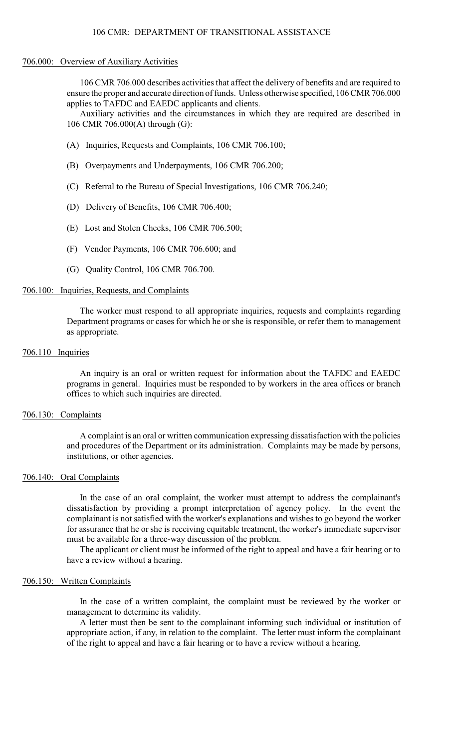## 706.000: Overview of Auxiliary Activities

106 CMR 706.000 describes activities that affect the delivery of benefits and are required to ensure the proper and accurate direction of funds. Unless otherwise specified, 106 CMR 706.000 applies to TAFDC and EAEDC applicants and clients.

Auxiliary activities and the circumstances in which they are required are described in 106 CMR 706.000(A) through (G):

(A) Inquiries, Requests and Complaints, 106 CMR 706.100;

(B) Overpayments and Underpayments, 106 CMR 706.200;

(C) Referral to the Bureau of Special Investigations, 106 CMR 706.240;

(D) Delivery of Benefits, 106 CMR 706.400;

(E) Lost and Stolen Checks, 106 CMR 706.500;

(F) Vendor Payments, 106 CMR 706.600; and

(G) Quality Control, 106 CMR 706.700.

## 706.100: Inquiries, Requests, and Complaints

The worker must respond to all appropriate inquiries, requests and complaints regarding Department programs or cases for which he or she is responsible, or refer them to management as appropriate.

## 706.110 Inquiries

An inquiry is an oral or written request for information about the TAFDC and EAEDC programs in general. Inquiries must be responded to by workers in the area offices or branch offices to which such inquiries are directed.

## 706.130: Complaints

A complaint is an oral or written communication expressing dissatisfaction with the policies and procedures of the Department or its administration. Complaints may be made by persons, institutions, or other agencies.

## 706.140: Oral Complaints

In the case of an oral complaint, the worker must attempt to address the complainant's dissatisfaction by providing a prompt interpretation of agency policy. In the event the complainant is not satisfied with the worker's explanations and wishes to go beyond the worker for assurance that he or she is receiving equitable treatment, the worker's immediate supervisor must be available for a three-way discussion of the problem.

The applicant or client must be informed of the right to appeal and have a fair hearing or to have a review without a hearing.

## 706.150: Written Complaints

In the case of a written complaint, the complaint must be reviewed by the worker or management to determine its validity.

A letter must then be sent to the complainant informing such individual or institution of appropriate action, if any, in relation to the complaint. The letter must inform the complainant of the right to appeal and have a fair hearing or to have a review without a hearing.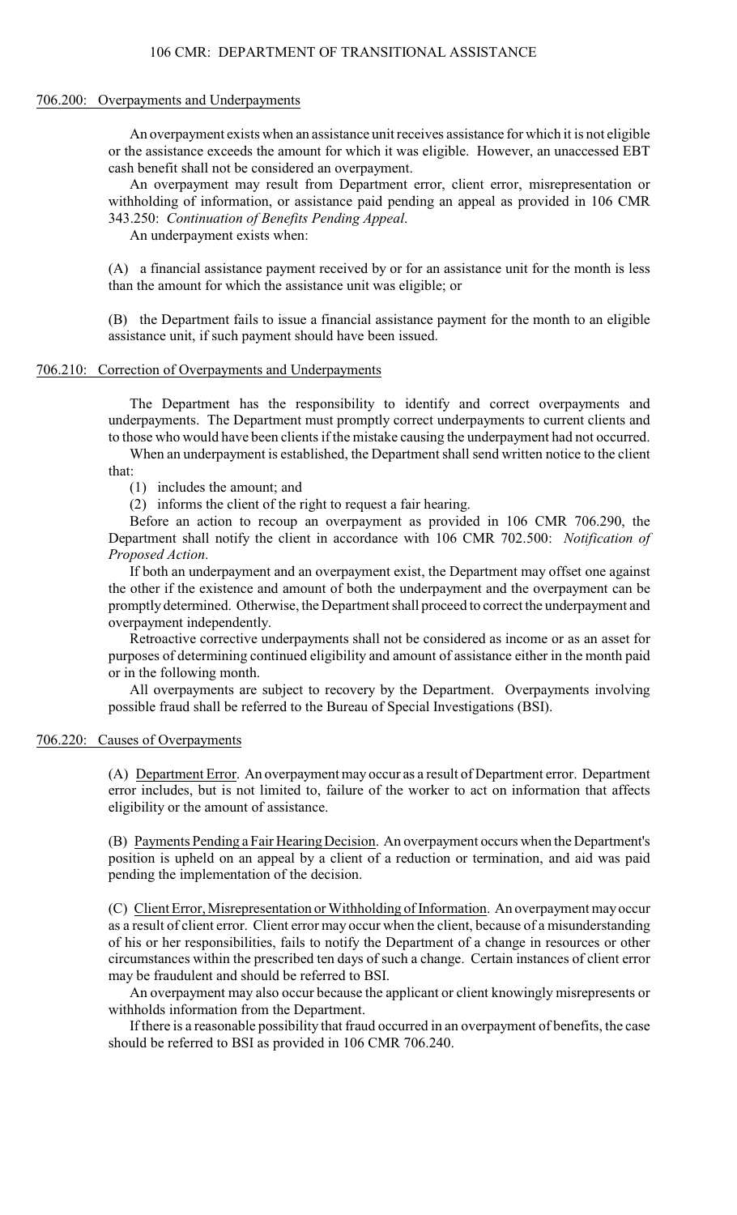## 706.200: Overpayments and Underpayments

An overpayment exists when an assistance unit receives assistance for which it is not eligible or the assistance exceeds the amount for which it was eligible. However, an unaccessed EBT cash benefit shall not be considered an overpayment.

An overpayment may result from Department error, client error, misrepresentation or withholding of information, or assistance paid pending an appeal as provided in 106 CMR 343.250: *Continuation of Benefits Pending Appeal.*

An underpayment exists when:

(A) a financial assistance payment received by or for an assistance unit for the month is less than the amount for which the assistance unit was eligible; or

(B) the Department fails to issue a financial assistance payment for the month to an eligible assistance unit, if such payment should have been issued.

## 706.210: Correction of Overpayments and Underpayments

The Department has the responsibility to identify and correct overpayments and underpayments. The Department must promptly correct underpayments to current clients and to those who would have been clients if the mistake causing the underpayment had not occurred.

When an underpayment is established, the Department shall send written notice to the client that:

(1) includes the amount; and

(2) informs the client of the right to request a fair hearing.

Before an action to recoup an overpayment as provided in 106 CMR 706.290, the Department shall notify the client in accordance with 106 CMR 702.500: *Notification of Proposed Action*.

If both an underpayment and an overpayment exist, the Department may offset one against the other if the existence and amount of both the underpayment and the overpayment can be promptly determined. Otherwise, the Department shall proceed to correct the underpayment and overpayment independently.

Retroactive corrective underpayments shall not be considered as income or as an asset for purposes of determining continued eligibility and amount of assistance either in the month paid or in the following month.

All overpayments are subject to recovery by the Department. Overpayments involving possible fraud shall be referred to the Bureau of Special Investigations (BSI).

## 706.220: Causes of Overpayments

(A) Department Error. An overpayment may occur as a result of Department error. Department error includes, but is not limited to, failure of the worker to act on information that affects eligibility or the amount of assistance.

(B) Payments Pending a Fair Hearing Decision. An overpayment occurs when the Department's position is upheld on an appeal by a client of a reduction or termination, and aid was paid pending the implementation of the decision.

(C) Client Error, Misrepresentation or Withholding of Information. An overpayment may occur as a result of client error. Client error may occur when the client, because of a misunderstanding of his or her responsibilities, fails to notify the Department of a change in resources or other circumstances within the prescribed ten days of such a change. Certain instances of client error may be fraudulent and should be referred to BSI.

An overpayment may also occur because the applicant or client knowingly misrepresents or withholds information from the Department.

If there is a reasonable possibility that fraud occurred in an overpayment of benefits, the case should be referred to BSI as provided in 106 CMR 706.240.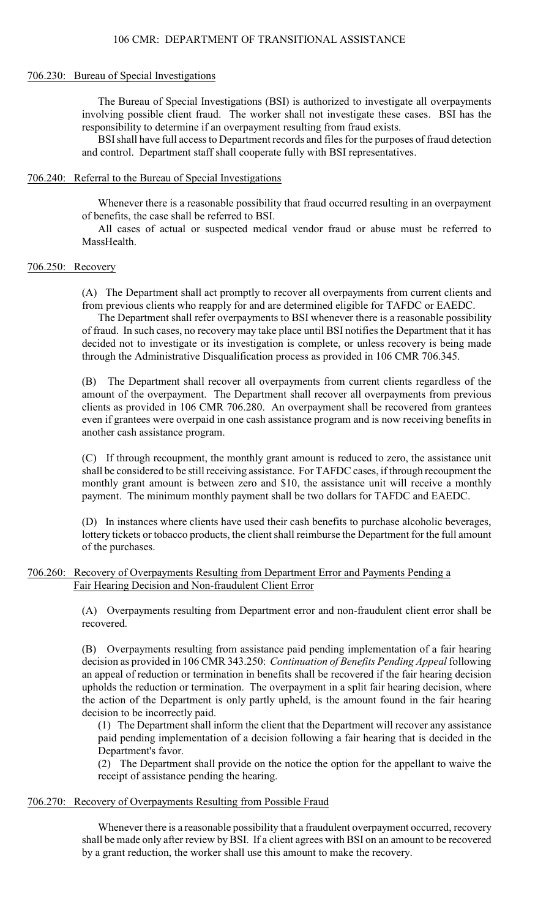## 706.230: Bureau of Special Investigations

The Bureau of Special Investigations (BSI) is authorized to investigate all overpayments involving possible client fraud. The worker shall not investigate these cases. BSI has the responsibility to determine if an overpayment resulting from fraud exists.

BSI shall have full access to Department records and files for the purposes of fraud detection and control. Department staff shall cooperate fully with BSI representatives.

## 706.240: Referral to the Bureau of Special Investigations

Whenever there is a reasonable possibility that fraud occurred resulting in an overpayment of benefits, the case shall be referred to BSI.

All cases of actual or suspected medical vendor fraud or abuse must be referred to MassHealth.

## 706.250: Recovery

(A) The Department shall act promptly to recover all overpayments from current clients and from previous clients who reapply for and are determined eligible for TAFDC or EAEDC.

The Department shall refer overpayments to BSI whenever there is a reasonable possibility of fraud. In such cases, no recovery may take place until BSI notifies the Department that it has decided not to investigate or its investigation is complete, or unless recovery is being made through the Administrative Disqualification process as provided in 106 CMR 706.345.

(B) The Department shall recover all overpayments from current clients regardless of the amount of the overpayment. The Department shall recover all overpayments from previous clients as provided in 106 CMR 706.280. An overpayment shall be recovered from grantees even if grantees were overpaid in one cash assistance program and is now receiving benefits in another cash assistance program.

(C) If through recoupment, the monthly grant amount is reduced to zero, the assistance unit shall be considered to be still receiving assistance. For TAFDC cases, if through recoupment the monthly grant amount is between zero and $10, the assistance unit will receive a monthly payment. The minimum monthly payment shall be two dollars for TAFDC and EAEDC.

(D) In instances where clients have used their cash benefits to purchase alcoholic beverages, lottery tickets or tobacco products, the client shall reimburse the Department for the full amount of the purchases.

## 706.260: Recovery of Overpayments Resulting from Department Error and Payments Pending a Fair Hearing Decision and Non-fraudulent Client Error

(A) Overpayments resulting from Department error and non-fraudulent client error shall be recovered.

(B) Overpayments resulting from assistance paid pending implementation of a fair hearing decision as provided in 106 CMR 343.250: *Continuation of Benefits Pending Appeal* following an appeal of reduction or termination in benefits shall be recovered if the fair hearing decision upholds the reduction or termination. The overpayment in a split fair hearing decision, where the action of the Department is only partly upheld, is the amount found in the fair hearing decision to be incorrectly paid.

(1) The Department shall inform the client that the Department will recover any assistance paid pending implementation of a decision following a fair hearing that is decided in the Department's favor.

(2) The Department shall provide on the notice the option for the appellant to waive the receipt of assistance pending the hearing.

## 706.270: Recovery of Overpayments Resulting from Possible Fraud

Whenever there is a reasonable possibility that a fraudulent overpayment occurred, recovery shall be made only after review by BSI. If a client agrees with BSI on an amount to be recovered by a grant reduction, the worker shall use this amount to make the recovery.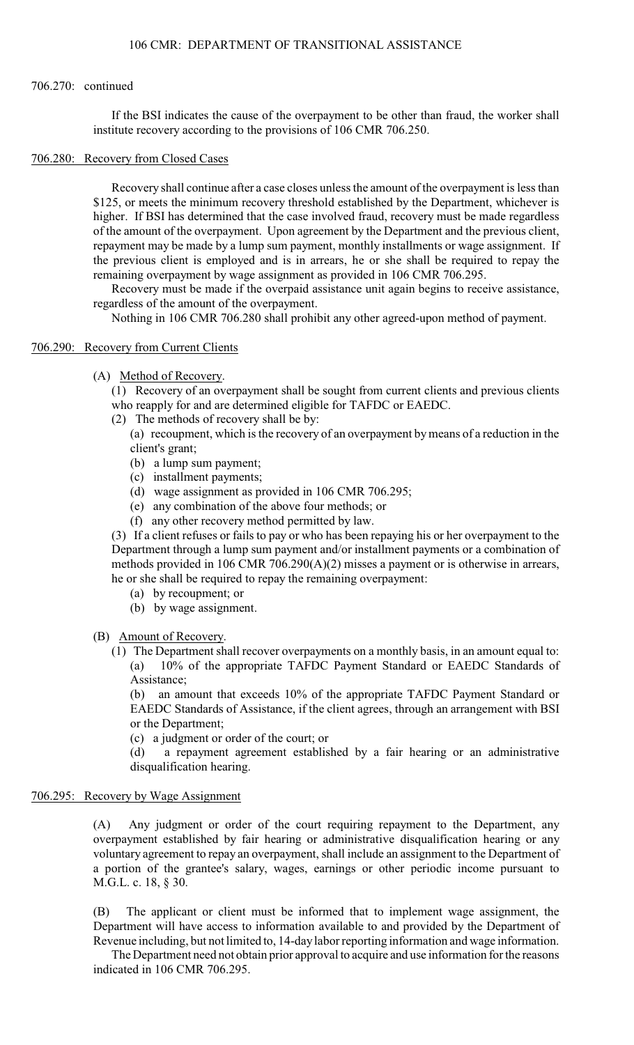706.270: continued

If the BSI indicates the cause of the overpayment to be other than fraud, the worker shall institute recovery according to the provisions of 106 CMR 706.250.

## 706.280: Recovery from Closed Cases

Recovery shall continue after a case closes unless the amount of the overpayment is less than $125, or meets the minimum recovery threshold established by the Department, whichever is higher. If BSI has determined that the case involved fraud, recovery must be made regardless of the amount of the overpayment. Upon agreement by the Department and the previous client, repayment may be made by a lump sum payment, monthly installments or wage assignment. If the previous client is employed and is in arrears, he or she shall be required to repay the remaining overpayment by wage assignment as provided in 106 CMR 706.295.

Recovery must be made if the overpaid assistance unit again begins to receive assistance, regardless of the amount of the overpayment.

Nothing in 106 CMR 706.280 shall prohibit any other agreed-upon method of payment.

## 706.290: Recovery from Current Clients

(A) Method of Recovery.

(1) Recovery of an overpayment shall be sought from current clients and previous clients who reapply for and are determined eligible for TAFDC or EAEDC.

(2) The methods of recovery shall be by:

(a) recoupment, which is the recovery of an overpayment by means of a reduction in the client's grant;

(b) a lump sum payment;

(c) installment payments;

(d) wage assignment as provided in 106 CMR 706.295;

(e) any combination of the above four methods; or

(f) any other recovery method permitted by law.

(3) If a client refuses or fails to pay or who has been repaying his or her overpayment to the Department through a lump sum payment and/or installment payments or a combination of methods provided in 106 CMR 706.290(A)(2) misses a payment or is otherwise in arrears, he or she shall be required to repay the remaining overpayment:

(a) by recoupment; or

(b) by wage assignment.

(B) Amount of Recovery.

(1) The Department shall recover overpayments on a monthly basis, in an amount equal to:

(a) 10% of the appropriate TAFDC Payment Standard or EAEDC Standards of Assistance;

(b) an amount that exceeds 10% of the appropriate TAFDC Payment Standard or EAEDC Standards of Assistance, if the client agrees, through an arrangement with BSI or the Department;

(c) a judgment or order of the court; or

(d) a repayment agreement established by a fair hearing or an administrative disqualification hearing.

## 706.295: Recovery by Wage Assignment

(A) Any judgment or order of the court requiring repayment to the Department, any overpayment established by fair hearing or administrative disqualification hearing or any voluntary agreement to repay an overpayment, shall include an assignment to the Department of a portion of the grantee's salary, wages, earnings or other periodic income pursuant to M.G.L. c. 18, § 30.

(B) The applicant or client must be informed that to implement wage assignment, the Department will have access to information available to and provided by the Department of Revenue including, but not limited to, 14-day labor reporting information and wage information.

The Department need not obtain prior approval to acquire and use information for the reasons indicated in 106 CMR 706.295.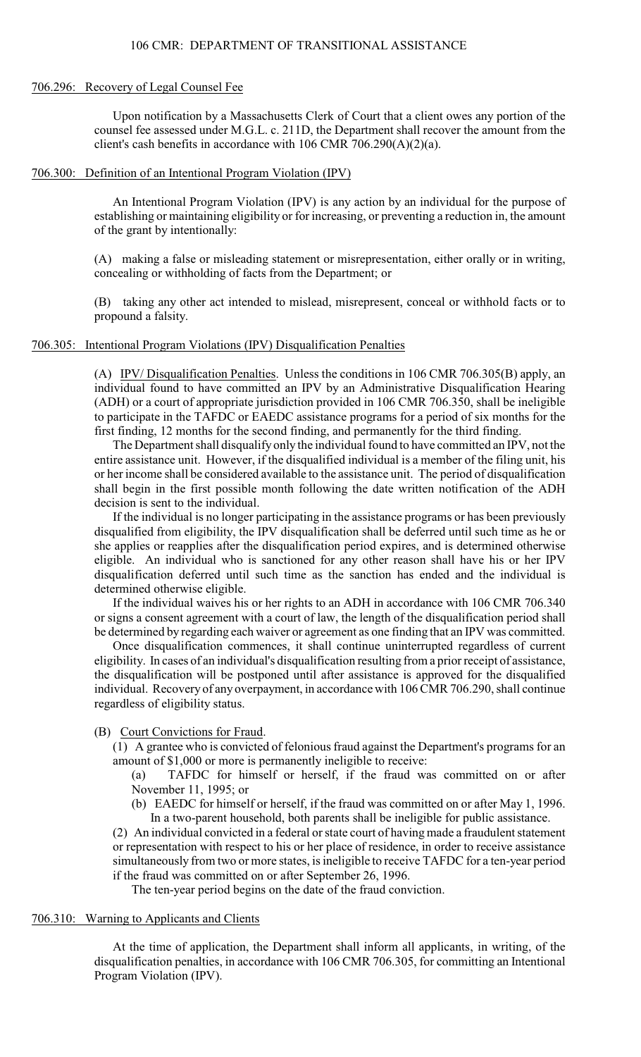## 706.296: Recovery of Legal Counsel Fee

Upon notification by a Massachusetts Clerk of Court that a client owes any portion of the counsel fee assessed under M.G.L. c. 211D, the Department shall recover the amount from the client's cash benefits in accordance with 106 CMR 706.290(A)(2)(a).

## 706.300: Definition of an Intentional Program Violation (IPV)

An Intentional Program Violation (IPV) is any action by an individual for the purpose of establishing or maintaining eligibility or for increasing, or preventing a reduction in, the amount of the grant by intentionally:

(A) making a false or misleading statement or misrepresentation, either orally or in writing, concealing or withholding of facts from the Department; or

(B) taking any other act intended to mislead, misrepresent, conceal or withhold facts or to propound a falsity.

## 706.305: Intentional Program Violations (IPV) Disqualification Penalties

(A) IPV/ Disqualification Penalties. Unless the conditions in 106 CMR 706.305(B) apply, an individual found to have committed an IPV by an Administrative Disqualification Hearing (ADH) or a court of appropriate jurisdiction provided in 106 CMR 706.350, shall be ineligible to participate in the TAFDC or EAEDC assistance programs for a period of six months for the first finding, 12 months for the second finding, and permanently for the third finding.

The Department shall disqualify only the individual found to have committed an IPV, not the entire assistance unit. However, if the disqualified individual is a member of the filing unit, his or her income shall be considered available to the assistance unit. The period of disqualification shall begin in the first possible month following the date written notification of the ADH decision is sent to the individual.

If the individual is no longer participating in the assistance programs or has been previously disqualified from eligibility, the IPV disqualification shall be deferred until such time as he or she applies or reapplies after the disqualification period expires, and is determined otherwise eligible. An individual who is sanctioned for any other reason shall have his or her IPV disqualification deferred until such time as the sanction has ended and the individual is determined otherwise eligible.

If the individual waives his or her rights to an ADH in accordance with 106 CMR 706.340 or signs a consent agreement with a court of law, the length of the disqualification period shall be determined by regarding each waiver or agreement as one finding that an IPV was committed.

Once disqualification commences, it shall continue uninterrupted regardless of current eligibility. In cases of an individual's disqualification resulting from a prior receipt of assistance, the disqualification will be postponed until after assistance is approved for the disqualified individual. Recovery of any overpayment, in accordance with 106 CMR 706.290, shall continue regardless of eligibility status.

(B) Court Convictions for Fraud.

(1) A grantee who is convicted of felonious fraud against the Department's programs for an amount of $1,000 or more is permanently ineligible to receive:

(a) TAFDC for himself or herself, if the fraud was committed on or after November 11, 1995; or

(b) EAEDC for himself or herself, if the fraud was committed on or after May 1, 1996. In a two-parent household, both parents shall be ineligible for public assistance.

(2) An individual convicted in a federal or state court of having made a fraudulent statement or representation with respect to his or her place of residence, in order to receive assistance simultaneously from two or more states, is ineligible to receive TAFDC for a ten-year period if the fraud was committed on or after September 26, 1996.

The ten-year period begins on the date of the fraud conviction.

## 706.310: Warning to Applicants and Clients

At the time of application, the Department shall inform all applicants, in writing, of the disqualification penalties, in accordance with 106 CMR 706.305, for committing an Intentional Program Violation (IPV).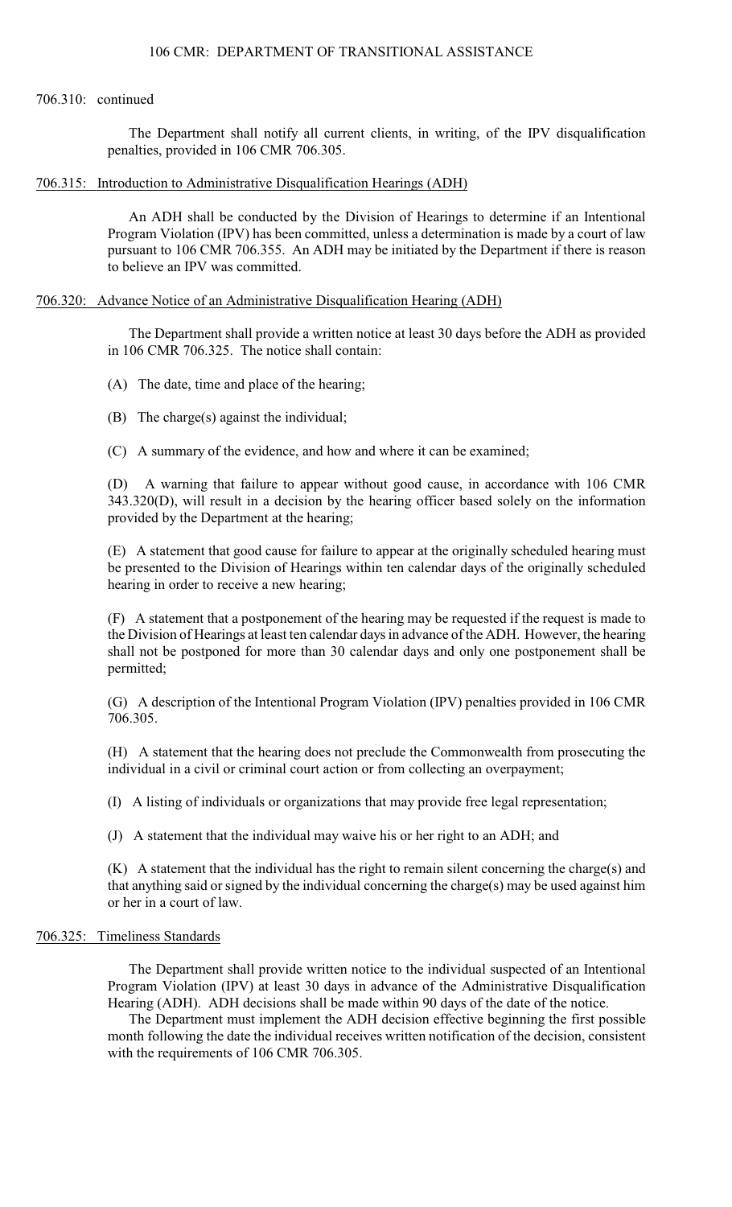706.310: continued

The Department shall notify all current clients, in writing, of the IPV disqualification penalties, provided in 106 CMR 706.305.

## 706.315: Introduction to Administrative Disqualification Hearings (ADH)

An ADH shall be conducted by the Division of Hearings to determine if an Intentional Program Violation (IPV) has been committed, unless a determination is made by a court of law pursuant to 106 CMR 706.355. An ADH may be initiated by the Department if there is reason to believe an IPV was committed.

## 706.320: Advance Notice of an Administrative Disqualification Hearing (ADH)

The Department shall provide a written notice at least 30 days before the ADH as provided in 106 CMR 706.325. The notice shall contain:

(A) The date, time and place of the hearing;

(B) The charge(s) against the individual;

(C) A summary of the evidence, and how and where it can be examined;

(D) A warning that failure to appear without good cause, in accordance with 106 CMR 343.320(D), will result in a decision by the hearing officer based solely on the information provided by the Department at the hearing;

(E) A statement that good cause for failure to appear at the originally scheduled hearing must be presented to the Division of Hearings within ten calendar days of the originally scheduled hearing in order to receive a new hearing;

(F) A statement that a postponement of the hearing may be requested if the request is made to the Division of Hearings at least ten calendar days in advance of the ADH. However, the hearing shall not be postponed for more than 30 calendar days and only one postponement shall be permitted;

(G) A description of the Intentional Program Violation (IPV) penalties provided in 106 CMR 706.305.

(H) A statement that the hearing does not preclude the Commonwealth from prosecuting the individual in a civil or criminal court action or from collecting an overpayment;

(I) A listing of individuals or organizations that may provide free legal representation;

(J) A statement that the individual may waive his or her right to an ADH; and

(K) A statement that the individual has the right to remain silent concerning the charge(s) and that anything said or signed by the individual concerning the charge(s) may be used against him or her in a court of law.

## 706.325: Timeliness Standards

The Department shall provide written notice to the individual suspected of an Intentional Program Violation (IPV) at least 30 days in advance of the Administrative Disqualification Hearing (ADH). ADH decisions shall be made within 90 days of the date of the notice.

The Department must implement the ADH decision effective beginning the first possible month following the date the individual receives written notification of the decision, consistent with the requirements of 106 CMR 706.305.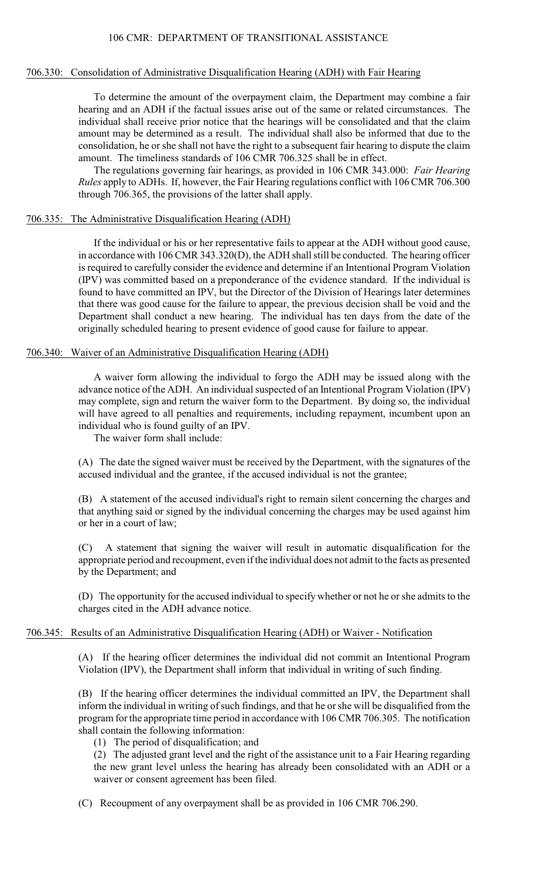## 706.330: Consolidation of Administrative Disqualification Hearing (ADH) with Fair Hearing

To determine the amount of the overpayment claim, the Department may combine a fair hearing and an ADH if the factual issues arise out of the same or related circumstances. The individual shall receive prior notice that the hearings will be consolidated and that the claim amount may be determined as a result. The individual shall also be informed that due to the consolidation, he or she shall not have the right to a subsequent fair hearing to dispute the claim amount. The timeliness standards of 106 CMR 706.325 shall be in effect.

The regulations governing fair hearings, as provided in 106 CMR 343.000: *Fair Hearing Rules* apply to ADHs. If, however, the Fair Hearing regulations conflict with 106 CMR 706.300 through 706.365, the provisions of the latter shall apply.

## 706.335: The Administrative Disqualification Hearing (ADH)

If the individual or his or her representative fails to appear at the ADH without good cause, in accordance with 106 CMR 343.320(D), the ADH shall still be conducted. The hearing officer is required to carefully consider the evidence and determine if an Intentional Program Violation (IPV) was committed based on a preponderance of the evidence standard. If the individual is found to have committed an IPV, but the Director of the Division of Hearings later determines that there was good cause for the failure to appear, the previous decision shall be void and the Department shall conduct a new hearing. The individual has ten days from the date of the originally scheduled hearing to present evidence of good cause for failure to appear.

## 706.340: Waiver of an Administrative Disqualification Hearing (ADH)

A waiver form allowing the individual to forgo the ADH may be issued along with the advance notice of the ADH. An individual suspected of an Intentional Program Violation (IPV) may complete, sign and return the waiver form to the Department. By doing so, the individual will have agreed to all penalties and requirements, including repayment, incumbent upon an individual who is found guilty of an IPV.

The waiver form shall include:

(A) The date the signed waiver must be received by the Department, with the signatures of the accused individual and the grantee, if the accused individual is not the grantee;

(B) A statement of the accused individual's right to remain silent concerning the charges and that anything said or signed by the individual concerning the charges may be used against him or her in a court of law;

(C) A statement that signing the waiver will result in automatic disqualification for the appropriate period and recoupment, even if the individual does not admit to the facts as presented by the Department; and

(D) The opportunity for the accused individual to specify whether or not he or she admits to the charges cited in the ADH advance notice.

## 706.345: Results of an Administrative Disqualification Hearing (ADH) or Waiver - Notification

(A) If the hearing officer determines the individual did not commit an Intentional Program Violation (IPV), the Department shall inform that individual in writing of such finding.

(B) If the hearing officer determines the individual committed an IPV, the Department shall inform the individual in writing of such findings, and that he or she will be disqualified from the program for the appropriate time period in accordance with 106 CMR 706.305. The notification shall contain the following information:

(1) The period of disqualification; and

(2) The adjusted grant level and the right of the assistance unit to a Fair Hearing regarding the new grant level unless the hearing has already been consolidated with an ADH or a waiver or consent agreement has been filed.

(C) Recoupment of any overpayment shall be as provided in 106 CMR 706.290.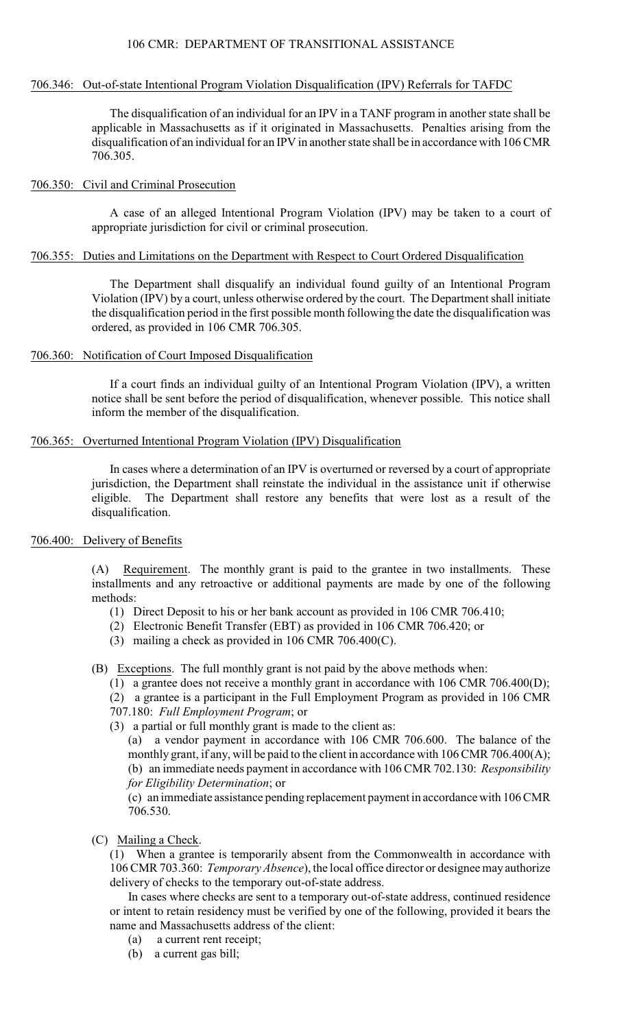### 706.346: Out-of-state Intentional Program Violation Disqualification (IPV) Referrals for TAFDC

The disqualification of an individual for an IPV in a TANF program in another state shall be applicable in Massachusetts as if it originated in Massachusetts. Penalties arising from the disqualification of an individual for an IPV in another state shall be in accordance with 106 CMR 706.305.

### 706.350: Civil and Criminal Prosecution

A case of an alleged Intentional Program Violation (IPV) may be taken to a court of appropriate jurisdiction for civil or criminal prosecution.

### 706.355: Duties and Limitations on the Department with Respect to Court Ordered Disqualification

The Department shall disqualify an individual found guilty of an Intentional Program Violation (IPV) by a court, unless otherwise ordered by the court. The Department shall initiate the disqualification period in the first possible month following the date the disqualification was ordered, as provided in 106 CMR 706.305.

### 706.360: Notification of Court Imposed Disqualification

If a court finds an individual guilty of an Intentional Program Violation (IPV), a written notice shall be sent before the period of disqualification, whenever possible. This notice shall inform the member of the disqualification.

### 706.365: Overturned Intentional Program Violation (IPV) Disqualification

In cases where a determination of an IPV is overturned or reversed by a court of appropriate jurisdiction, the Department shall reinstate the individual in the assistance unit if otherwise eligible. The Department shall restore any benefits that were lost as a result of the disqualification.

### 706.400: Delivery of Benefits

(A) Requirement. The monthly grant is paid to the grantee in two installments. These installments and any retroactive or additional payments are made by one of the following methods:

(1) Direct Deposit to his or her bank account as provided in 106 CMR 706.410;
(2) Electronic Benefit Transfer (EBT) as provided in 106 CMR 706.420; or
(3) mailing a check as provided in 106 CMR 706.400(C).

(B) Exceptions. The full monthly grant is not paid by the above methods when:

(1) a grantee does not receive a monthly grant in accordance with 106 CMR 706.400(D);
(2) a grantee is a participant in the Full Employment Program as provided in 106 CMR 707.180: *Full Employment Program*; or
(3) a partial or full monthly grant is made to the client as:

(a) a vendor payment in accordance with 106 CMR 706.600. The balance of the monthly grant, if any, will be paid to the client in accordance with 106 CMR 706.400(A);
(b) an immediate needs payment in accordance with 106 CMR 702.130: *Responsibility for Eligibility Determination*; or
(c) an immediate assistance pending replacement payment in accordance with 106 CMR 706.530.

(C) Mailing a Check.

(1) When a grantee is temporarily absent from the Commonwealth in accordance with 106 CMR 703.360: *Temporary Absence*), the local office director or designee may authorize delivery of checks to the temporary out-of-state address.

In cases where checks are sent to a temporary out-of-state address, continued residence or intent to retain residency must be verified by one of the following, provided it bears the name and Massachusetts address of the client:

(a) a current rent receipt;
(b) a current gas bill;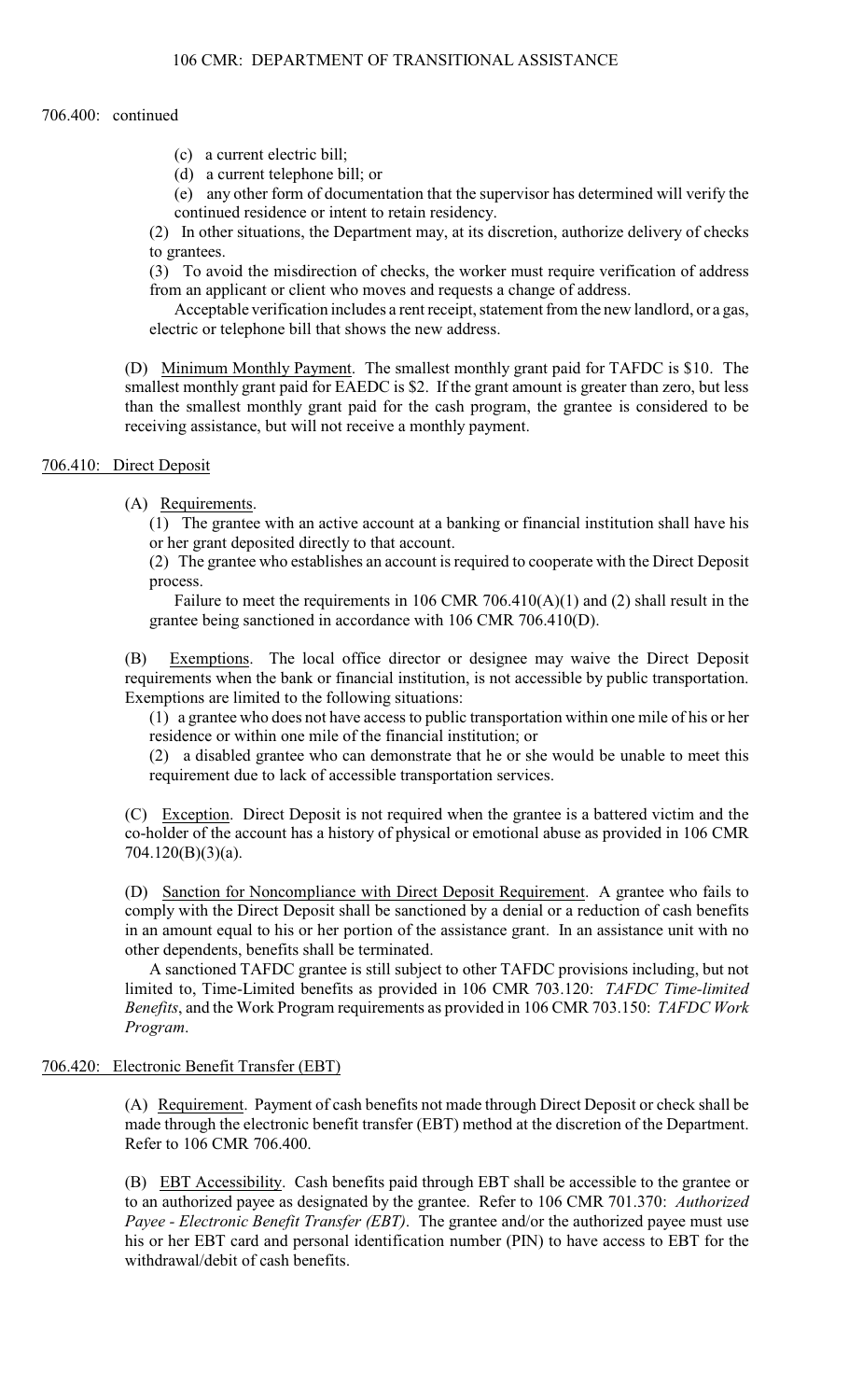706.400: continued

(c) a current electric bill;

(d) a current telephone bill; or

(e) any other form of documentation that the supervisor has determined will verify the continued residence or intent to retain residency.

(2) In other situations, the Department may, at its discretion, authorize delivery of checks to grantees.

(3) To avoid the misdirection of checks, the worker must require verification of address from an applicant or client who moves and requests a change of address.

Acceptable verification includes a rent receipt, statement from the new landlord, or a gas, electric or telephone bill that shows the new address.

(D) Minimum Monthly Payment. The smallest monthly grant paid for TAFDC is $10. The smallest monthly grant paid for EAEDC is $2. If the grant amount is greater than zero, but less than the smallest monthly grant paid for the cash program, the grantee is considered to be receiving assistance, but will not receive a monthly payment.

## 706.410: Direct Deposit

(A) Requirements.

(1) The grantee with an active account at a banking or financial institution shall have his or her grant deposited directly to that account.

(2) The grantee who establishes an account is required to cooperate with the Direct Deposit process.

Failure to meet the requirements in 106 CMR 706.410(A)(1) and (2) shall result in the grantee being sanctioned in accordance with 106 CMR 706.410(D).

(B) Exemptions. The local office director or designee may waive the Direct Deposit requirements when the bank or financial institution, is not accessible by public transportation. Exemptions are limited to the following situations:

(1) a grantee who does not have access to public transportation within one mile of his or her residence or within one mile of the financial institution; or

(2) a disabled grantee who can demonstrate that he or she would be unable to meet this requirement due to lack of accessible transportation services.

(C) Exception. Direct Deposit is not required when the grantee is a battered victim and the co-holder of the account has a history of physical or emotional abuse as provided in 106 CMR 704.120(B)(3)(a).

(D) Sanction for Noncompliance with Direct Deposit Requirement. A grantee who fails to comply with the Direct Deposit shall be sanctioned by a denial or a reduction of cash benefits in an amount equal to his or her portion of the assistance grant. In an assistance unit with no other dependents, benefits shall be terminated.

A sanctioned TAFDC grantee is still subject to other TAFDC provisions including, but not limited to, Time-Limited benefits as provided in 106 CMR 703.120: *TAFDC Time-limited Benefits*, and the Work Program requirements as provided in 106 CMR 703.150: *TAFDC Work Program*.

## 706.420: Electronic Benefit Transfer (EBT)

(A) Requirement. Payment of cash benefits not made through Direct Deposit or check shall be made through the electronic benefit transfer (EBT) method at the discretion of the Department. Refer to 106 CMR 706.400.

(B) EBT Accessibility. Cash benefits paid through EBT shall be accessible to the grantee or to an authorized payee as designated by the grantee. Refer to 106 CMR 701.370: *Authorized Payee - Electronic Benefit Transfer (EBT)*. The grantee and/or the authorized payee must use his or her EBT card and personal identification number (PIN) to have access to EBT for the withdrawal/debit of cash benefits.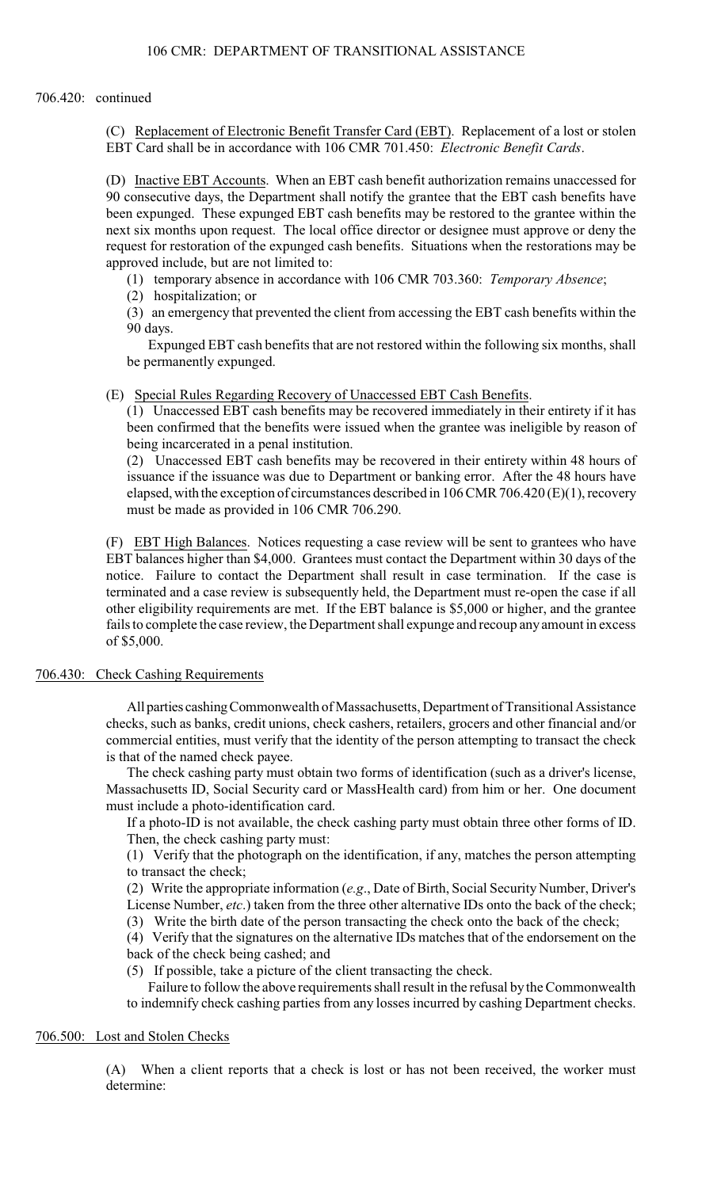706.420: continued

(C) Replacement of Electronic Benefit Transfer Card (EBT). Replacement of a lost or stolen EBT Card shall be in accordance with 106 CMR 701.450: *Electronic Benefit Cards*.

(D) Inactive EBT Accounts. When an EBT cash benefit authorization remains unaccessed for 90 consecutive days, the Department shall notify the grantee that the EBT cash benefits have been expunged. These expunged EBT cash benefits may be restored to the grantee within the next six months upon request. The local office director or designee must approve or deny the request for restoration of the expunged cash benefits. Situations when the restorations may be approved include, but are not limited to:

(1) temporary absence in accordance with 106 CMR 703.360: *Temporary Absence*;

(2) hospitalization; or

(3) an emergency that prevented the client from accessing the EBT cash benefits within the 90 days.

Expunged EBT cash benefits that are not restored within the following six months, shall be permanently expunged.

(E) Special Rules Regarding Recovery of Unaccessed EBT Cash Benefits.

(1) Unaccessed EBT cash benefits may be recovered immediately in their entirety if it has been confirmed that the benefits were issued when the grantee was ineligible by reason of being incarcerated in a penal institution.

(2) Unaccessed EBT cash benefits may be recovered in their entirety within 48 hours of issuance if the issuance was due to Department or banking error. After the 48 hours have elapsed, with the exception of circumstances described in 106 CMR 706.420(E)(1), recovery must be made as provided in 106 CMR 706.290.

(F) EBT High Balances. Notices requesting a case review will be sent to grantees who have EBT balances higher than $4,000. Grantees must contact the Department within 30 days of the notice. Failure to contact the Department shall result in case termination. If the case is terminated and a case review is subsequently held, the Department must re-open the case if all other eligibility requirements are met. If the EBT balance is $5,000 or higher, and the grantee fails to complete the case review, the Department shall expunge and recoup any amount in excess of $5,000.

## 706.430: Check Cashing Requirements

All parties cashing Commonwealth of Massachusetts, Department of Transitional Assistance checks, such as banks, credit unions, check cashers, retailers, grocers and other financial and/or commercial entities, must verify that the identity of the person attempting to transact the check is that of the named check payee.

The check cashing party must obtain two forms of identification (such as a driver's license, Massachusetts ID, Social Security card or MassHealth card) from him or her. One document must include a photo-identification card.

If a photo-ID is not available, the check cashing party must obtain three other forms of ID. Then, the check cashing party must:

(1) Verify that the photograph on the identification, if any, matches the person attempting to transact the check;

(2) Write the appropriate information (*e.g*., Date of Birth, Social Security Number, Driver's License Number, *etc*.) taken from the three other alternative IDs onto the back of the check;

(3) Write the birth date of the person transacting the check onto the back of the check;

(4) Verify that the signatures on the alternative IDs matches that of the endorsement on the back of the check being cashed; and

(5) If possible, take a picture of the client transacting the check.

Failure to follow the above requirements shall result in the refusal by the Commonwealth to indemnify check cashing parties from any losses incurred by cashing Department checks.

## 706.500: Lost and Stolen Checks

(A) When a client reports that a check is lost or has not been received, the worker must determine: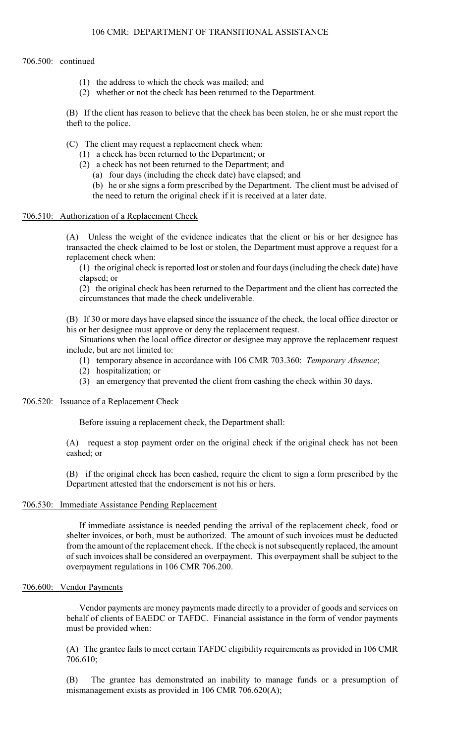706.500: continued

(1) the address to which the check was mailed; and
(2) whether or not the check has been returned to the Department.

(B) If the client has reason to believe that the check has been stolen, he or she must report the theft to the police.

(C) The client may request a replacement check when:
(1) a check has been returned to the Department; or
(2) a check has not been returned to the Department; and
(a) four days (including the check date) have elapsed; and
(b) he or she signs a form prescribed by the Department. The client must be advised of the need to return the original check if it is received at a later date.

## 706.510: Authorization of a Replacement Check

(A) Unless the weight of the evidence indicates that the client or his or her designee has transacted the check claimed to be lost or stolen, the Department must approve a request for a replacement check when:
(1) the original check is reported lost or stolen and four days (including the check date) have elapsed; or
(2) the original check has been returned to the Department and the client has corrected the circumstances that made the check undeliverable.

(B) If 30 or more days have elapsed since the issuance of the check, the local office director or his or her designee must approve or deny the replacement request.

Situations when the local office director or designee may approve the replacement request include, but are not limited to:
(1) temporary absence in accordance with 106 CMR 703.360: *Temporary Absence*;
(2) hospitalization; or
(3) an emergency that prevented the client from cashing the check within 30 days.

## 706.520: Issuance of a Replacement Check

Before issuing a replacement check, the Department shall:

(A) request a stop payment order on the original check if the original check has not been cashed; or

(B) if the original check has been cashed, require the client to sign a form prescribed by the Department attested that the endorsement is not his or hers.

## 706.530: Immediate Assistance Pending Replacement

If immediate assistance is needed pending the arrival of the replacement check, food or shelter invoices, or both, must be authorized. The amount of such invoices must be deducted from the amount of the replacement check. If the check is not subsequently replaced, the amount of such invoices shall be considered an overpayment. This overpayment shall be subject to the overpayment regulations in 106 CMR 706.200.

## 706.600: Vendor Payments

Vendor payments are money payments made directly to a provider of goods and services on behalf of clients of EAEDC or TAFDC. Financial assistance in the form of vendor payments must be provided when:

(A) The grantee fails to meet certain TAFDC eligibility requirements as provided in 106 CMR 706.610;

(B) The grantee has demonstrated an inability to manage funds or a presumption of mismanagement exists as provided in 106 CMR 706.620(A);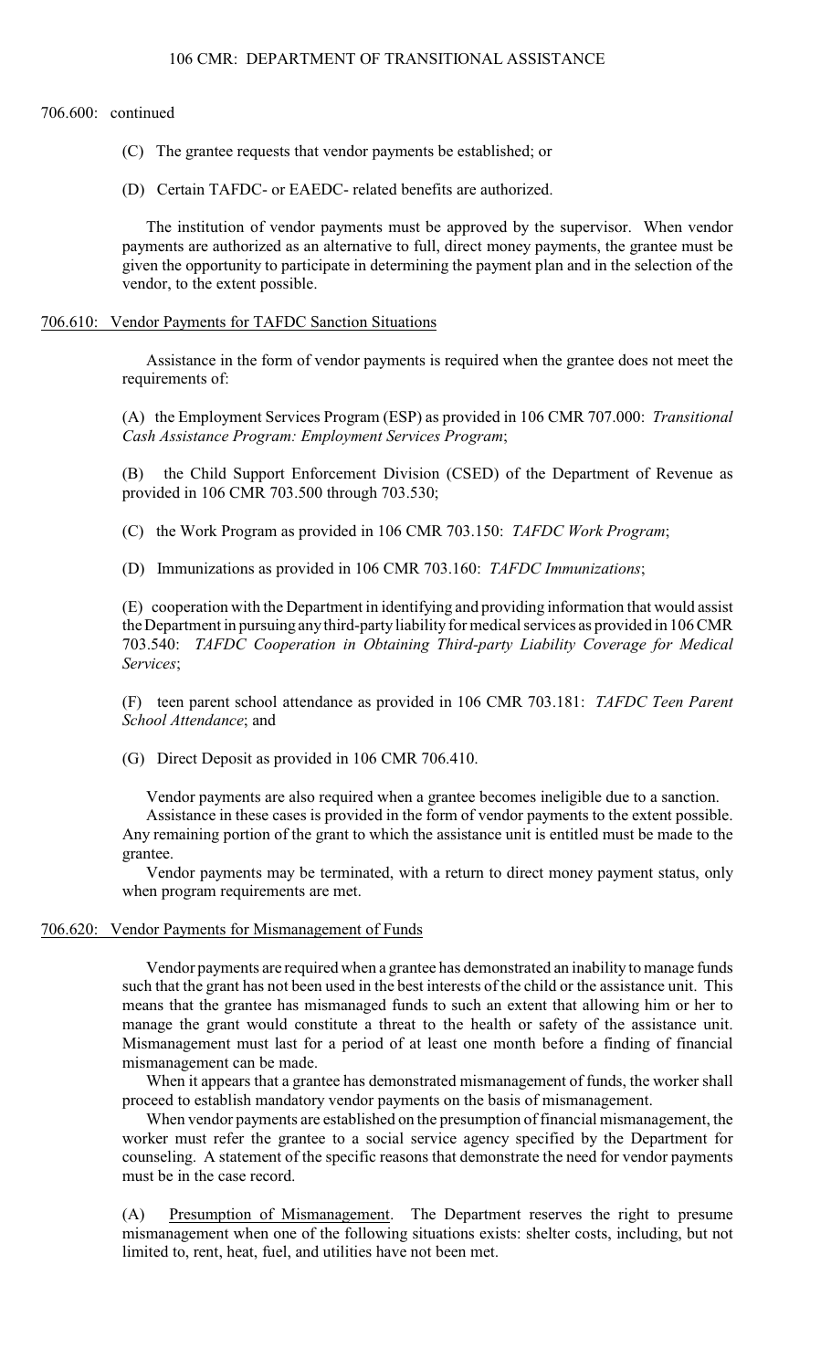706.600: continued

(C) The grantee requests that vendor payments be established; or

(D) Certain TAFDC- or EAEDC- related benefits are authorized.

The institution of vendor payments must be approved by the supervisor. When vendor payments are authorized as an alternative to full, direct money payments, the grantee must be given the opportunity to participate in determining the payment plan and in the selection of the vendor, to the extent possible.

## 706.610: Vendor Payments for TAFDC Sanction Situations

Assistance in the form of vendor payments is required when the grantee does not meet the requirements of:

(A) the Employment Services Program (ESP) as provided in 106 CMR 707.000: *Transitional Cash Assistance Program: Employment Services Program*;

(B) the Child Support Enforcement Division (CSED) of the Department of Revenue as provided in 106 CMR 703.500 through 703.530;

(C) the Work Program as provided in 106 CMR 703.150: *TAFDC Work Program*;

(D) Immunizations as provided in 106 CMR 703.160: *TAFDC Immunizations*;

(E) cooperation with the Department in identifying and providing information that would assist the Department in pursuing any third-party liability for medical services as provided in 106 CMR 703.540: *TAFDC Cooperation in Obtaining Third-party Liability Coverage for Medical Services*;

(F) teen parent school attendance as provided in 106 CMR 703.181: *TAFDC Teen Parent School Attendance*; and

(G) Direct Deposit as provided in 106 CMR 706.410.

Vendor payments are also required when a grantee becomes ineligible due to a sanction.

Assistance in these cases is provided in the form of vendor payments to the extent possible. Any remaining portion of the grant to which the assistance unit is entitled must be made to the grantee.

Vendor payments may be terminated, with a return to direct money payment status, only when program requirements are met.

## 706.620: Vendor Payments for Mismanagement of Funds

Vendor payments are required when a grantee has demonstrated an inability to manage funds such that the grant has not been used in the best interests of the child or the assistance unit. This means that the grantee has mismanaged funds to such an extent that allowing him or her to manage the grant would constitute a threat to the health or safety of the assistance unit. Mismanagement must last for a period of at least one month before a finding of financial mismanagement can be made.

When it appears that a grantee has demonstrated mismanagement of funds, the worker shall proceed to establish mandatory vendor payments on the basis of mismanagement.

When vendor payments are established on the presumption of financial mismanagement, the worker must refer the grantee to a social service agency specified by the Department for counseling. A statement of the specific reasons that demonstrate the need for vendor payments must be in the case record.

(A) Presumption of Mismanagement. The Department reserves the right to presume mismanagement when one of the following situations exists: shelter costs, including, but not limited to, rent, heat, fuel, and utilities have not been met.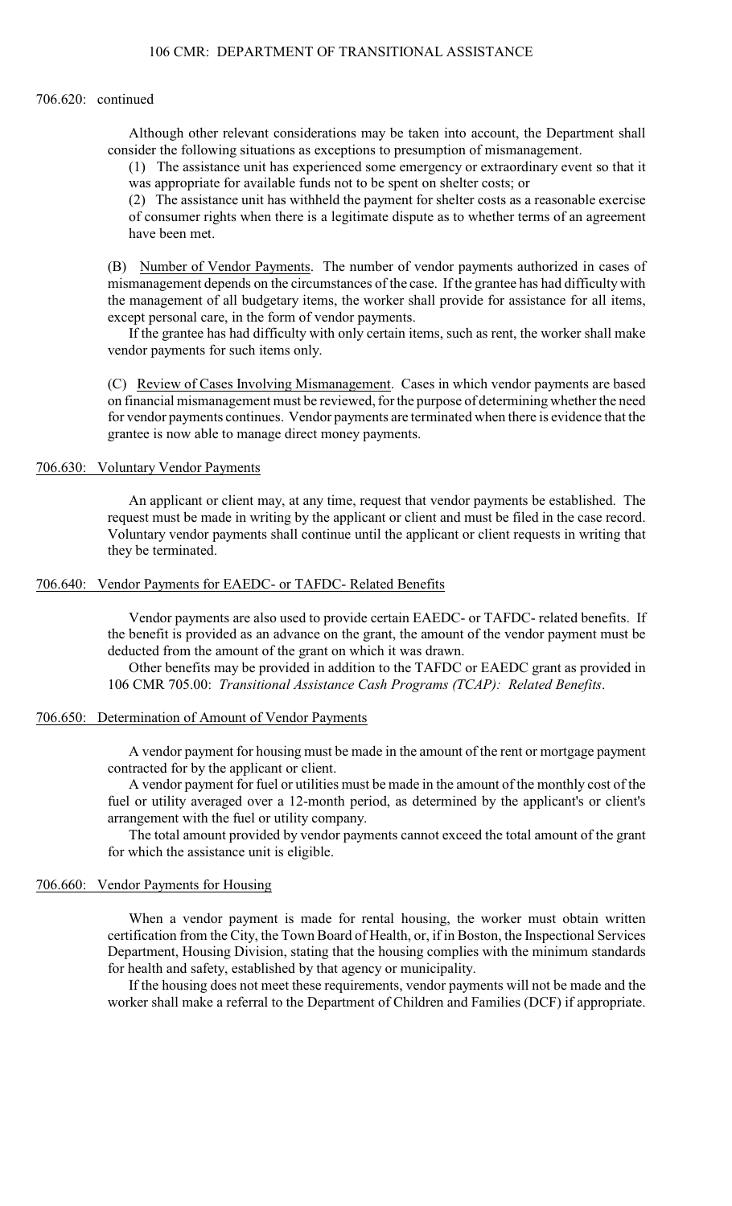706.620: continued

Although other relevant considerations may be taken into account, the Department shall consider the following situations as exceptions to presumption of mismanagement.

(1) The assistance unit has experienced some emergency or extraordinary event so that it was appropriate for available funds not to be spent on shelter costs; or

(2) The assistance unit has withheld the payment for shelter costs as a reasonable exercise of consumer rights when there is a legitimate dispute as to whether terms of an agreement have been met.

(B) Number of Vendor Payments. The number of vendor payments authorized in cases of mismanagement depends on the circumstances of the case. If the grantee has had difficulty with the management of all budgetary items, the worker shall provide for assistance for all items, except personal care, in the form of vendor payments.

If the grantee has had difficulty with only certain items, such as rent, the worker shall make vendor payments for such items only.

(C) Review of Cases Involving Mismanagement. Cases in which vendor payments are based on financial mismanagement must be reviewed, for the purpose of determining whether the need for vendor payments continues. Vendor payments are terminated when there is evidence that the grantee is now able to manage direct money payments.

## 706.630: Voluntary Vendor Payments

An applicant or client may, at any time, request that vendor payments be established. The request must be made in writing by the applicant or client and must be filed in the case record. Voluntary vendor payments shall continue until the applicant or client requests in writing that they be terminated.

## 706.640: Vendor Payments for EAEDC- or TAFDC- Related Benefits

Vendor payments are also used to provide certain EAEDC- or TAFDC- related benefits. If the benefit is provided as an advance on the grant, the amount of the vendor payment must be deducted from the amount of the grant on which it was drawn.

Other benefits may be provided in addition to the TAFDC or EAEDC grant as provided in 106 CMR 705.00: *Transitional Assistance Cash Programs (TCAP): Related Benefits*.

## 706.650: Determination of Amount of Vendor Payments

A vendor payment for housing must be made in the amount of the rent or mortgage payment contracted for by the applicant or client.

A vendor payment for fuel or utilities must be made in the amount of the monthly cost of the fuel or utility averaged over a 12-month period, as determined by the applicant's or client's arrangement with the fuel or utility company.

The total amount provided by vendor payments cannot exceed the total amount of the grant for which the assistance unit is eligible.

## 706.660: Vendor Payments for Housing

When a vendor payment is made for rental housing, the worker must obtain written certification from the City, the Town Board of Health, or, if in Boston, the Inspectional Services Department, Housing Division, stating that the housing complies with the minimum standards for health and safety, established by that agency or municipality.

If the housing does not meet these requirements, vendor payments will not be made and the worker shall make a referral to the Department of Children and Families (DCF) if appropriate.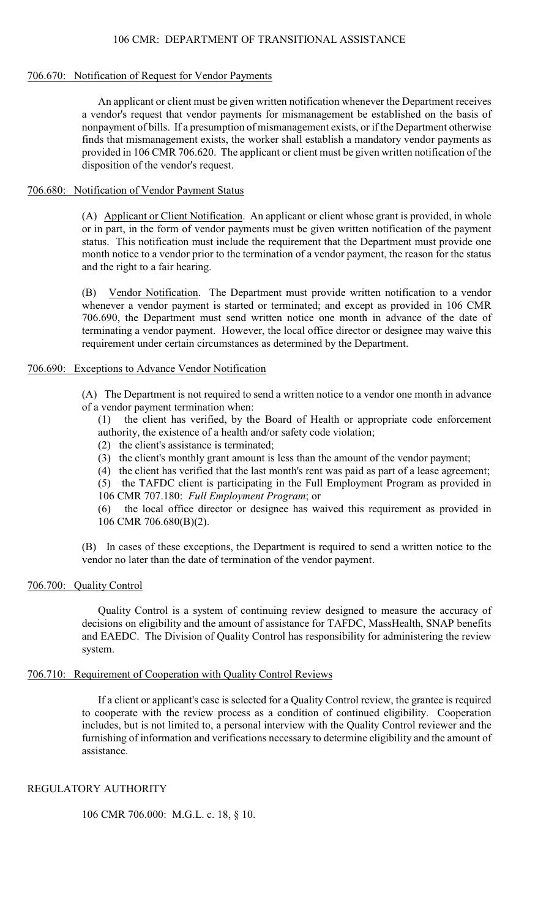## 706.670: Notification of Request for Vendor Payments

An applicant or client must be given written notification whenever the Department receives a vendor's request that vendor payments for mismanagement be established on the basis of nonpayment of bills. If a presumption of mismanagement exists, or if the Department otherwise finds that mismanagement exists, the worker shall establish a mandatory vendor payments as provided in 106 CMR 706.620. The applicant or client must be given written notification of the disposition of the vendor's request.

## 706.680: Notification of Vendor Payment Status

(A) Applicant or Client Notification. An applicant or client whose grant is provided, in whole or in part, in the form of vendor payments must be given written notification of the payment status. This notification must include the requirement that the Department must provide one month notice to a vendor prior to the termination of a vendor payment, the reason for the status and the right to a fair hearing.

(B) Vendor Notification. The Department must provide written notification to a vendor whenever a vendor payment is started or terminated; and except as provided in 106 CMR 706.690, the Department must send written notice one month in advance of the date of terminating a vendor payment. However, the local office director or designee may waive this requirement under certain circumstances as determined by the Department.

## 706.690: Exceptions to Advance Vendor Notification

(A) The Department is not required to send a written notice to a vendor one month in advance of a vendor payment termination when:

(1) the client has verified, by the Board of Health or appropriate code enforcement authority, the existence of a health and/or safety code violation;

(2) the client's assistance is terminated;

(3) the client's monthly grant amount is less than the amount of the vendor payment;

(4) the client has verified that the last month's rent was paid as part of a lease agreement;

(5) the TAFDC client is participating in the Full Employment Program as provided in 106 CMR 707.180: *Full Employment Program*; or

(6) the local office director or designee has waived this requirement as provided in 106 CMR 706.680(B)(2).

(B) In cases of these exceptions, the Department is required to send a written notice to the vendor no later than the date of termination of the vendor payment.

## 706.700: Quality Control

Quality Control is a system of continuing review designed to measure the accuracy of decisions on eligibility and the amount of assistance for TAFDC, MassHealth, SNAP benefits and EAEDC. The Division of Quality Control has responsibility for administering the review system.

## 706.710: Requirement of Cooperation with Quality Control Reviews

If a client or applicant's case is selected for a Quality Control review, the grantee is required to cooperate with the review process as a condition of continued eligibility. Cooperation includes, but is not limited to, a personal interview with the Quality Control reviewer and the furnishing of information and verifications necessary to determine eligibility and the amount of assistance.

## REGULATORY AUTHORITY

106 CMR 706.000: M.G.L. c. 18, § 10.